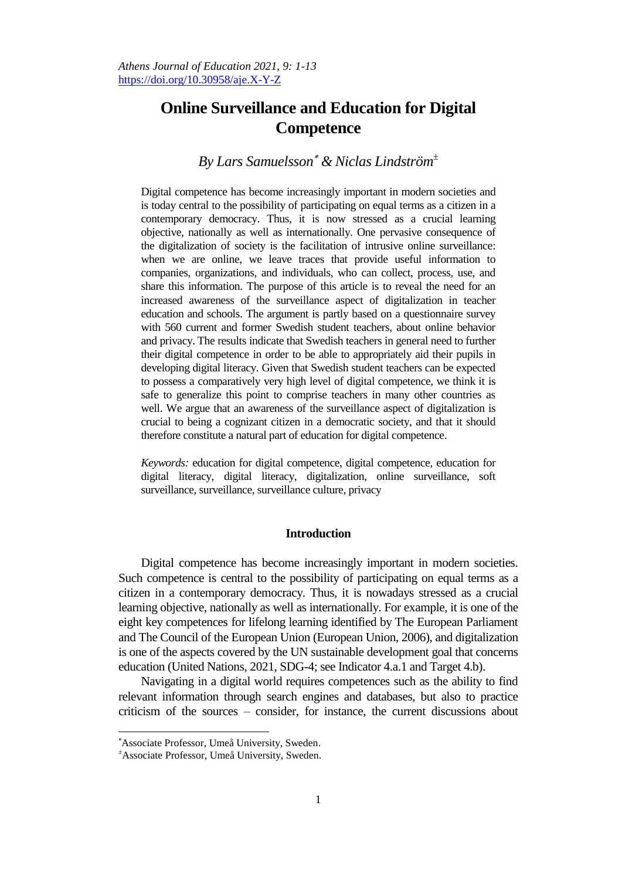# Online Surveillance and Education for Digital Competence

*By Lars Samuelsson[\*] & Niclas Lindström[±]*

Digital competence has become increasingly important in modern societies and is today central to the possibility of participating on equal terms as a citizen in a contemporary democracy. Thus, it is now stressed as a crucial learning objective, nationally as well as internationally. One pervasive consequence of the digitalization of society is the facilitation of intrusive online surveillance: when we are online, we leave traces that provide useful information to companies, organizations, and individuals, who can collect, process, use, and share this information. The purpose of this article is to reveal the need for an increased awareness of the surveillance aspect of digitalization in teacher education and schools. The argument is partly based on a questionnaire survey with 560 current and former Swedish student teachers, about online behavior and privacy. The results indicate that Swedish teachers in general need to further their digital competence in order to be able to appropriately aid their pupils in developing digital literacy. Given that Swedish student teachers can be expected to possess a comparatively very high level of digital competence, we think it is safe to generalize this point to comprise teachers in many other countries as well. We argue that an awareness of the surveillance aspect of digitalization is crucial to being a cognizant citizen in a democratic society, and that it should therefore constitute a natural part of education for digital competence.

*Keywords:* education for digital competence, digital competence, education for digital literacy, digital literacy, digitalization, online surveillance, soft surveillance, surveillance, surveillance culture, privacy

## Introduction

Digital competence has become increasingly important in modern societies. Such competence is central to the possibility of participating on equal terms as a citizen in a contemporary democracy. Thus, it is nowadays stressed as a crucial learning objective, nationally as well as internationally. For example, it is one of the eight key competences for lifelong learning identified by The European Parliament and The Council of the European Union (European Union, 2006), and digitalization is one of the aspects covered by the UN sustainable development goal that concerns education (United Nations, 2021, SDG-4; see Indicator 4.a.1 and Target 4.b).

Navigating in a digital world requires competences such as the ability to find relevant information through search engines and databases, but also to practice criticism of the sources – consider, for instance, the current discussions about

---

[\*] Associate Professor, Umeå University, Sweden.

[±] Associate Professor, Umeå University, Sweden.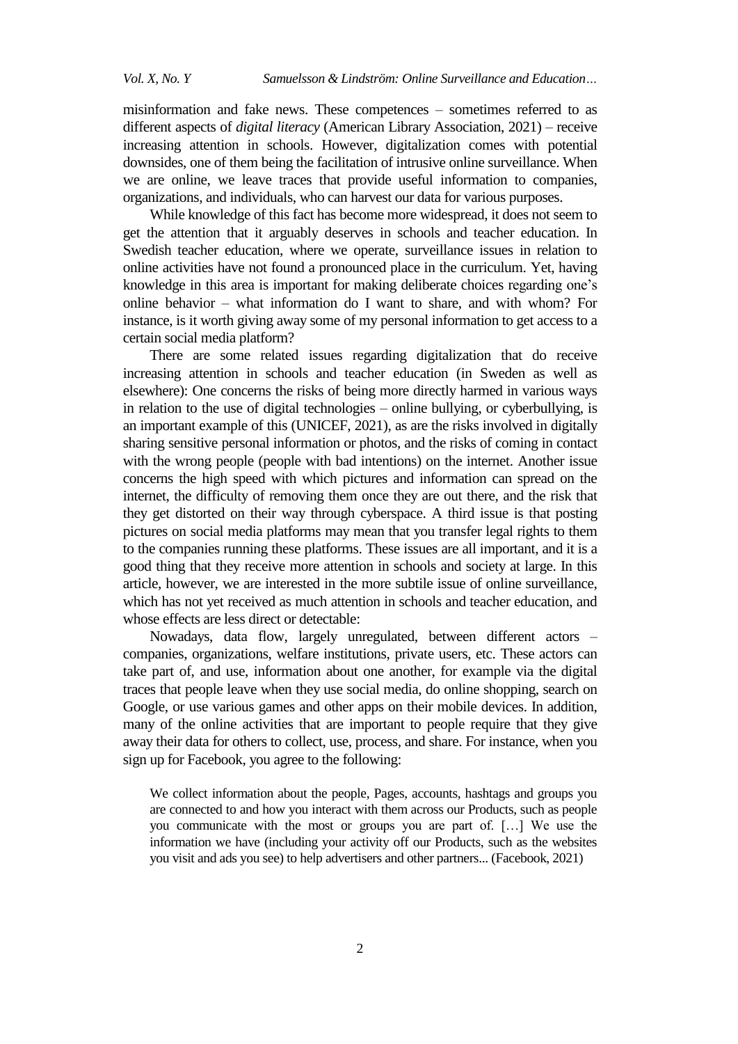misinformation and fake news. These competences – sometimes referred to as different aspects of *digital literacy* (American Library Association, 2021) – receive increasing attention in schools. However, digitalization comes with potential downsides, one of them being the facilitation of intrusive online surveillance. When we are online, we leave traces that provide useful information to companies, organizations, and individuals, who can harvest our data for various purposes.

While knowledge of this fact has become more widespread, it does not seem to get the attention that it arguably deserves in schools and teacher education. In Swedish teacher education, where we operate, surveillance issues in relation to online activities have not found a pronounced place in the curriculum. Yet, having knowledge in this area is important for making deliberate choices regarding one's online behavior – what information do I want to share, and with whom? For instance, is it worth giving away some of my personal information to get access to a certain social media platform?

There are some related issues regarding digitalization that do receive increasing attention in schools and teacher education (in Sweden as well as elsewhere): One concerns the risks of being more directly harmed in various ways in relation to the use of digital technologies – online bullying, or cyberbullying, is an important example of this (UNICEF, 2021), as are the risks involved in digitally sharing sensitive personal information or photos, and the risks of coming in contact with the wrong people (people with bad intentions) on the internet. Another issue concerns the high speed with which pictures and information can spread on the internet, the difficulty of removing them once they are out there, and the risk that they get distorted on their way through cyberspace. A third issue is that posting pictures on social media platforms may mean that you transfer legal rights to them to the companies running these platforms. These issues are all important, and it is a good thing that they receive more attention in schools and society at large. In this article, however, we are interested in the more subtile issue of online surveillance, which has not yet received as much attention in schools and teacher education, and whose effects are less direct or detectable:

Nowadays, data flow, largely unregulated, between different actors – companies, organizations, welfare institutions, private users, etc. These actors can take part of, and use, information about one another, for example via the digital traces that people leave when they use social media, do online shopping, search on Google, or use various games and other apps on their mobile devices. In addition, many of the online activities that are important to people require that they give away their data for others to collect, use, process, and share. For instance, when you sign up for Facebook, you agree to the following:

> We collect information about the people, Pages, accounts, hashtags and groups you are connected to and how you interact with them across our Products, such as people you communicate with the most or groups you are part of. […] We use the information we have (including your activity off our Products, such as the websites you visit and ads you see) to help advertisers and other partners... (Facebook, 2021)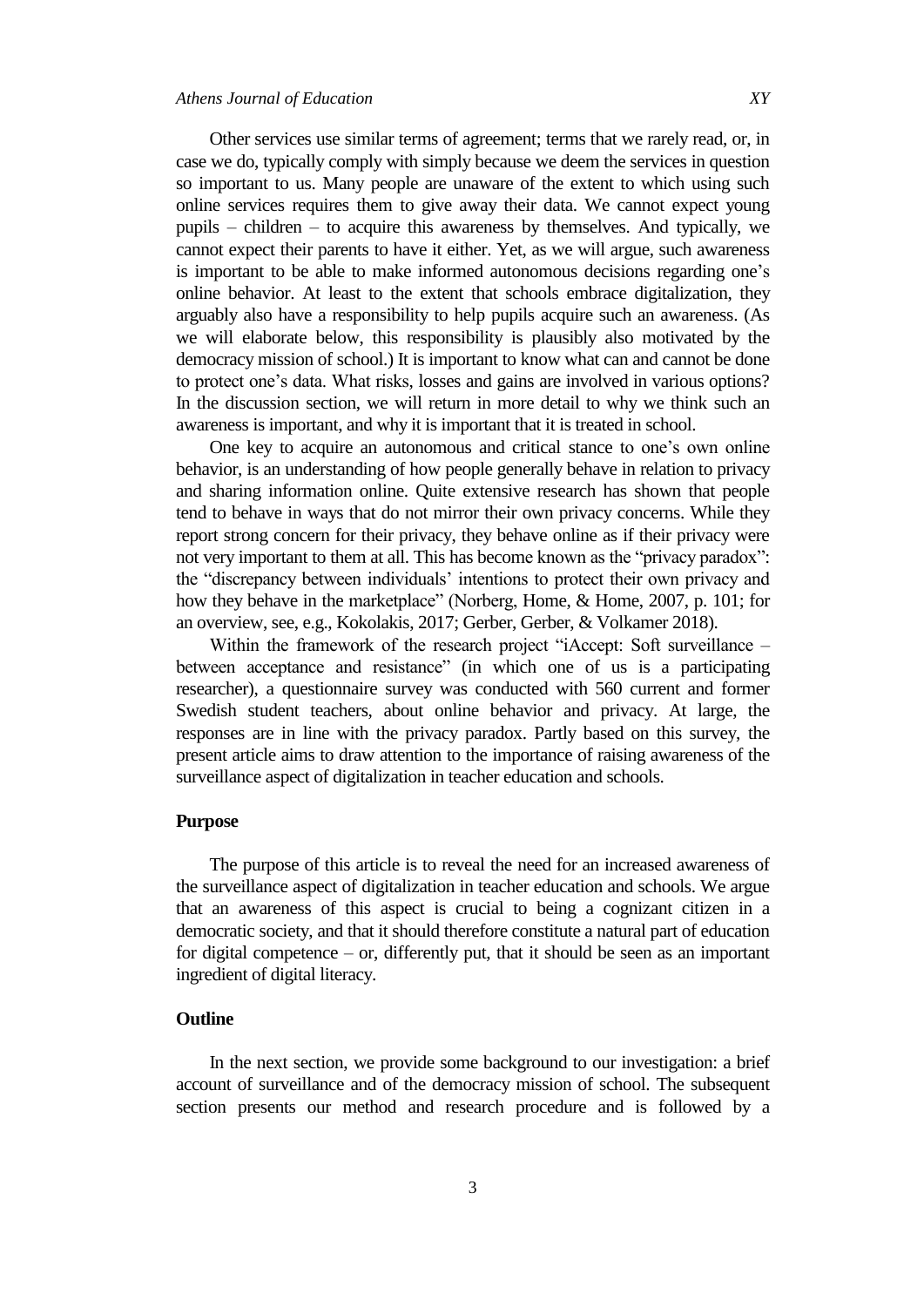Other services use similar terms of agreement; terms that we rarely read, or, in case we do, typically comply with simply because we deem the services in question so important to us. Many people are unaware of the extent to which using such online services requires them to give away their data. We cannot expect young pupils – children – to acquire this awareness by themselves. And typically, we cannot expect their parents to have it either. Yet, as we will argue, such awareness is important to be able to make informed autonomous decisions regarding one's online behavior. At least to the extent that schools embrace digitalization, they arguably also have a responsibility to help pupils acquire such an awareness. (As we will elaborate below, this responsibility is plausibly also motivated by the democracy mission of school.) It is important to know what can and cannot be done to protect one's data. What risks, losses and gains are involved in various options? In the discussion section, we will return in more detail to why we think such an awareness is important, and why it is important that it is treated in school.

One key to acquire an autonomous and critical stance to one's own online behavior, is an understanding of how people generally behave in relation to privacy and sharing information online. Quite extensive research has shown that people tend to behave in ways that do not mirror their own privacy concerns. While they report strong concern for their privacy, they behave online as if their privacy were not very important to them at all. This has become known as the "privacy paradox": the "discrepancy between individuals' intentions to protect their own privacy and how they behave in the marketplace" (Norberg, Home, & Home, 2007, p. 101; for an overview, see, e.g., Kokolakis, 2017; Gerber, Gerber, & Volkamer 2018).

Within the framework of the research project "iAccept: Soft surveillance – between acceptance and resistance" (in which one of us is a participating researcher), a questionnaire survey was conducted with 560 current and former Swedish student teachers, about online behavior and privacy. At large, the responses are in line with the privacy paradox. Partly based on this survey, the present article aims to draw attention to the importance of raising awareness of the surveillance aspect of digitalization in teacher education and schools.

## Purpose

The purpose of this article is to reveal the need for an increased awareness of the surveillance aspect of digitalization in teacher education and schools. We argue that an awareness of this aspect is crucial to being a cognizant citizen in a democratic society, and that it should therefore constitute a natural part of education for digital competence – or, differently put, that it should be seen as an important ingredient of digital literacy.

## Outline

In the next section, we provide some background to our investigation: a brief account of surveillance and of the democracy mission of school. The subsequent section presents our method and research procedure and is followed by a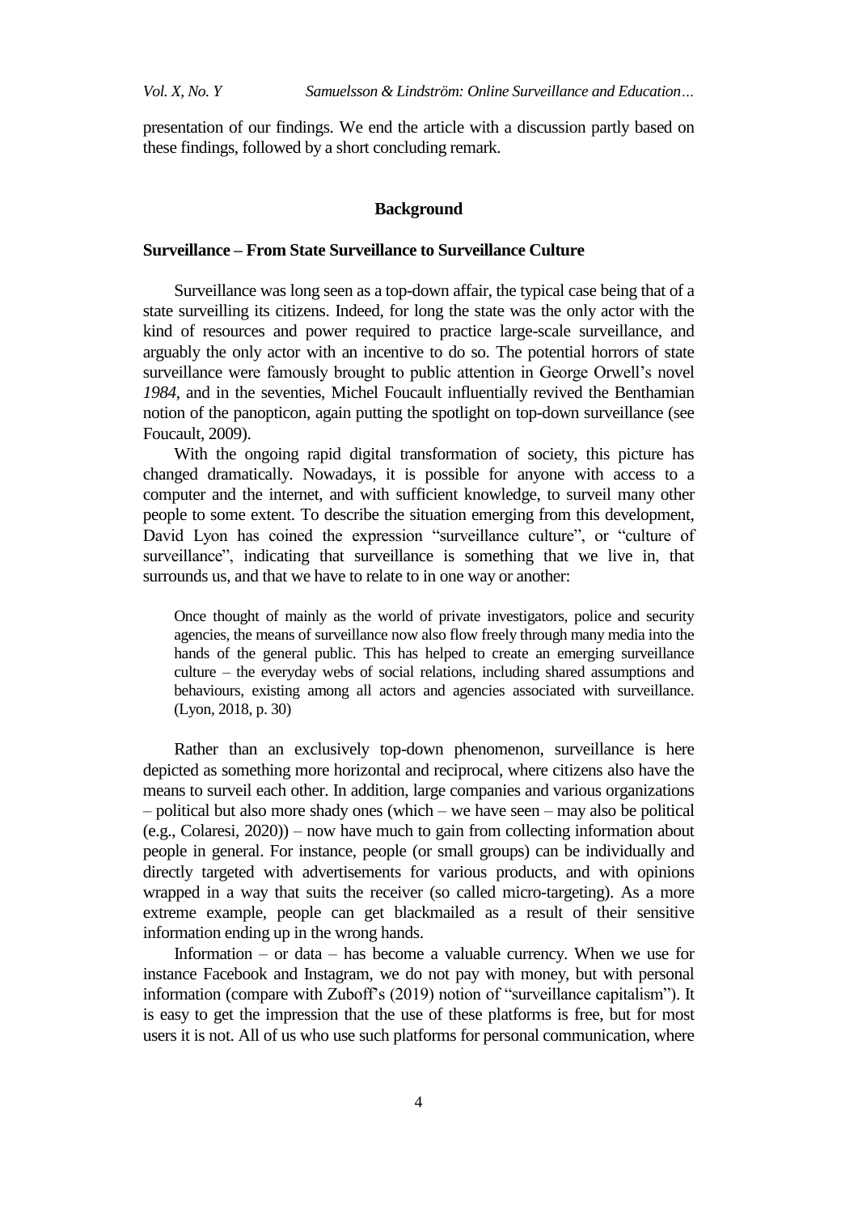presentation of our findings. We end the article with a discussion partly based on these findings, followed by a short concluding remark.

## Background

### Surveillance – From State Surveillance to Surveillance Culture

Surveillance was long seen as a top-down affair, the typical case being that of a state surveilling its citizens. Indeed, for long the state was the only actor with the kind of resources and power required to practice large-scale surveillance, and arguably the only actor with an incentive to do so. The potential horrors of state surveillance were famously brought to public attention in George Orwell's novel *1984*, and in the seventies, Michel Foucault influentially revived the Benthamian notion of the panopticon, again putting the spotlight on top-down surveillance (see Foucault, 2009).

With the ongoing rapid digital transformation of society, this picture has changed dramatically. Nowadays, it is possible for anyone with access to a computer and the internet, and with sufficient knowledge, to surveil many other people to some extent. To describe the situation emerging from this development, David Lyon has coined the expression "surveillance culture", or "culture of surveillance", indicating that surveillance is something that we live in, that surrounds us, and that we have to relate to in one way or another:

> Once thought of mainly as the world of private investigators, police and security agencies, the means of surveillance now also flow freely through many media into the hands of the general public. This has helped to create an emerging surveillance culture – the everyday webs of social relations, including shared assumptions and behaviours, existing among all actors and agencies associated with surveillance. (Lyon, 2018, p. 30)

Rather than an exclusively top-down phenomenon, surveillance is here depicted as something more horizontal and reciprocal, where citizens also have the means to surveil each other. In addition, large companies and various organizations – political but also more shady ones (which – we have seen – may also be political (e.g., Colaresi, 2020)) – now have much to gain from collecting information about people in general. For instance, people (or small groups) can be individually and directly targeted with advertisements for various products, and with opinions wrapped in a way that suits the receiver (so called micro-targeting). As a more extreme example, people can get blackmailed as a result of their sensitive information ending up in the wrong hands.

Information – or data – has become a valuable currency. When we use for instance Facebook and Instagram, we do not pay with money, but with personal information (compare with Zuboff's (2019) notion of "surveillance capitalism"). It is easy to get the impression that the use of these platforms is free, but for most users it is not. All of us who use such platforms for personal communication, where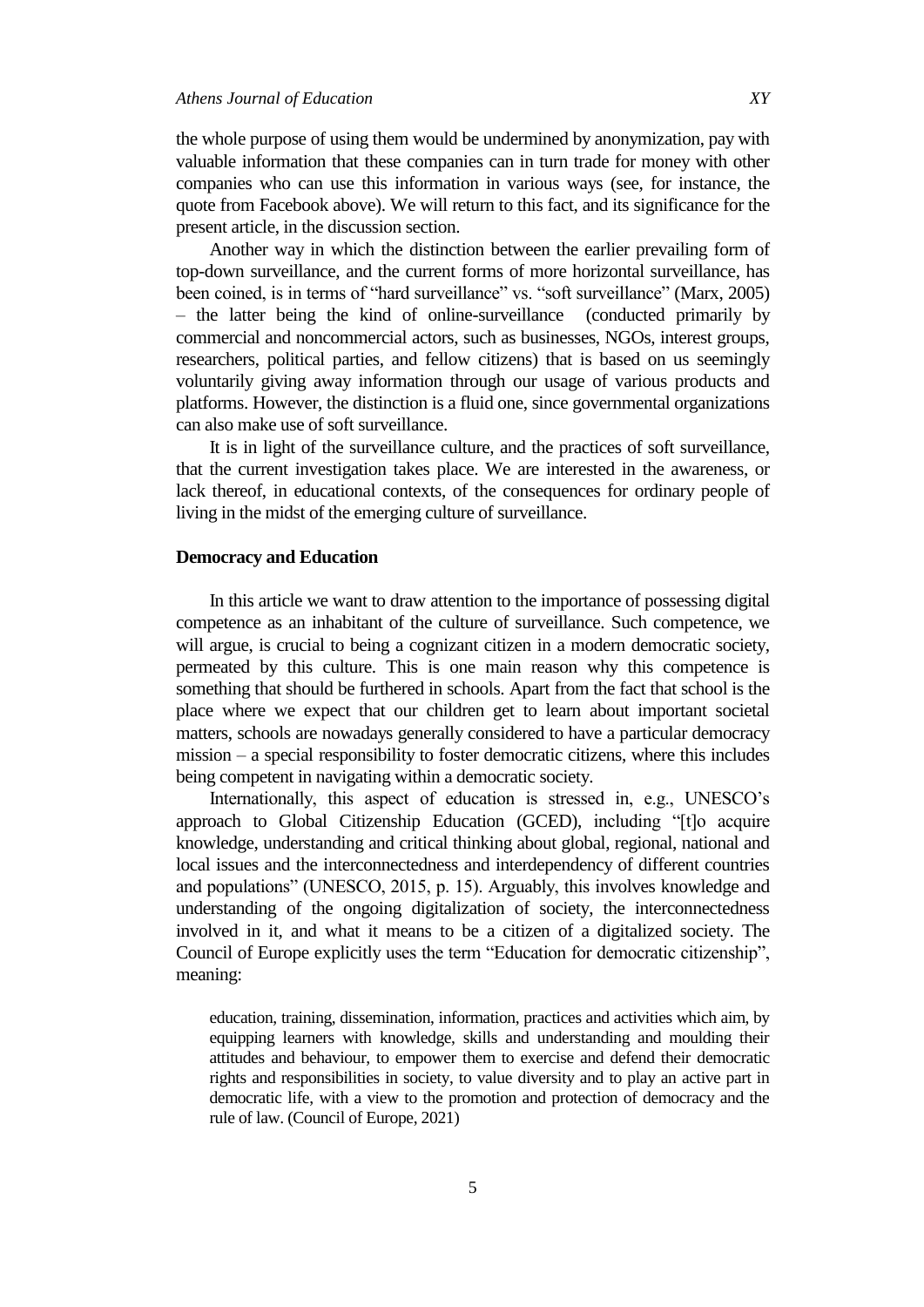the whole purpose of using them would be undermined by anonymization, pay with valuable information that these companies can in turn trade for money with other companies who can use this information in various ways (see, for instance, the quote from Facebook above). We will return to this fact, and its significance for the present article, in the discussion section.

Another way in which the distinction between the earlier prevailing form of top-down surveillance, and the current forms of more horizontal surveillance, has been coined, is in terms of "hard surveillance" vs. "soft surveillance" (Marx, 2005) – the latter being the kind of online-surveillance (conducted primarily by commercial and noncommercial actors, such as businesses, NGOs, interest groups, researchers, political parties, and fellow citizens) that is based on us seemingly voluntarily giving away information through our usage of various products and platforms. However, the distinction is a fluid one, since governmental organizations can also make use of soft surveillance.

It is in light of the surveillance culture, and the practices of soft surveillance, that the current investigation takes place. We are interested in the awareness, or lack thereof, in educational contexts, of the consequences for ordinary people of living in the midst of the emerging culture of surveillance.

## Democracy and Education

In this article we want to draw attention to the importance of possessing digital competence as an inhabitant of the culture of surveillance. Such competence, we will argue, is crucial to being a cognizant citizen in a modern democratic society, permeated by this culture. This is one main reason why this competence is something that should be furthered in schools. Apart from the fact that school is the place where we expect that our children get to learn about important societal matters, schools are nowadays generally considered to have a particular democracy mission – a special responsibility to foster democratic citizens, where this includes being competent in navigating within a democratic society.

Internationally, this aspect of education is stressed in, e.g., UNESCO's approach to Global Citizenship Education (GCED), including "[t]o acquire knowledge, understanding and critical thinking about global, regional, national and local issues and the interconnectedness and interdependency of different countries and populations" (UNESCO, 2015, p. 15). Arguably, this involves knowledge and understanding of the ongoing digitalization of society, the interconnectedness involved in it, and what it means to be a citizen of a digitalized society. The Council of Europe explicitly uses the term "Education for democratic citizenship", meaning:

> education, training, dissemination, information, practices and activities which aim, by equipping learners with knowledge, skills and understanding and moulding their attitudes and behaviour, to empower them to exercise and defend their democratic rights and responsibilities in society, to value diversity and to play an active part in democratic life, with a view to the promotion and protection of democracy and the rule of law. (Council of Europe, 2021)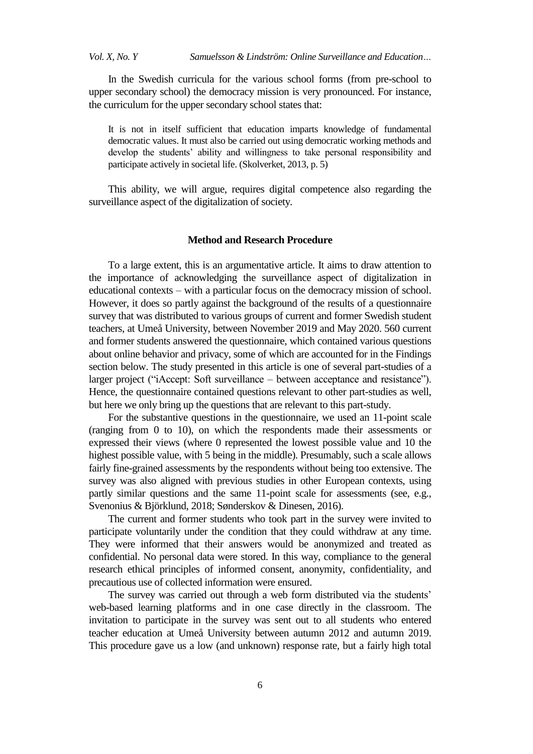In the Swedish curricula for the various school forms (from pre-school to upper secondary school) the democracy mission is very pronounced. For instance, the curriculum for the upper secondary school states that:

> It is not in itself sufficient that education imparts knowledge of fundamental democratic values. It must also be carried out using democratic working methods and develop the students' ability and willingness to take personal responsibility and participate actively in societal life. (Skolverket, 2013, p. 5)

This ability, we will argue, requires digital competence also regarding the surveillance aspect of the digitalization of society.

## Method and Research Procedure

To a large extent, this is an argumentative article. It aims to draw attention to the importance of acknowledging the surveillance aspect of digitalization in educational contexts – with a particular focus on the democracy mission of school. However, it does so partly against the background of the results of a questionnaire survey that was distributed to various groups of current and former Swedish student teachers, at Umeå University, between November 2019 and May 2020. 560 current and former students answered the questionnaire, which contained various questions about online behavior and privacy, some of which are accounted for in the Findings section below. The study presented in this article is one of several part-studies of a larger project ("iAccept: Soft surveillance – between acceptance and resistance"). Hence, the questionnaire contained questions relevant to other part-studies as well, but here we only bring up the questions that are relevant to this part-study.

For the substantive questions in the questionnaire, we used an 11-point scale (ranging from 0 to 10), on which the respondents made their assessments or expressed their views (where 0 represented the lowest possible value and 10 the highest possible value, with 5 being in the middle). Presumably, such a scale allows fairly fine-grained assessments by the respondents without being too extensive. The survey was also aligned with previous studies in other European contexts, using partly similar questions and the same 11-point scale for assessments (see, e.g., Svenonius & Björklund, 2018; Sønderskov & Dinesen, 2016).

The current and former students who took part in the survey were invited to participate voluntarily under the condition that they could withdraw at any time. They were informed that their answers would be anonymized and treated as confidential. No personal data were stored. In this way, compliance to the general research ethical principles of informed consent, anonymity, confidentiality, and precautious use of collected information were ensured.

The survey was carried out through a web form distributed via the students' web-based learning platforms and in one case directly in the classroom. The invitation to participate in the survey was sent out to all students who entered teacher education at Umeå University between autumn 2012 and autumn 2019. This procedure gave us a low (and unknown) response rate, but a fairly high total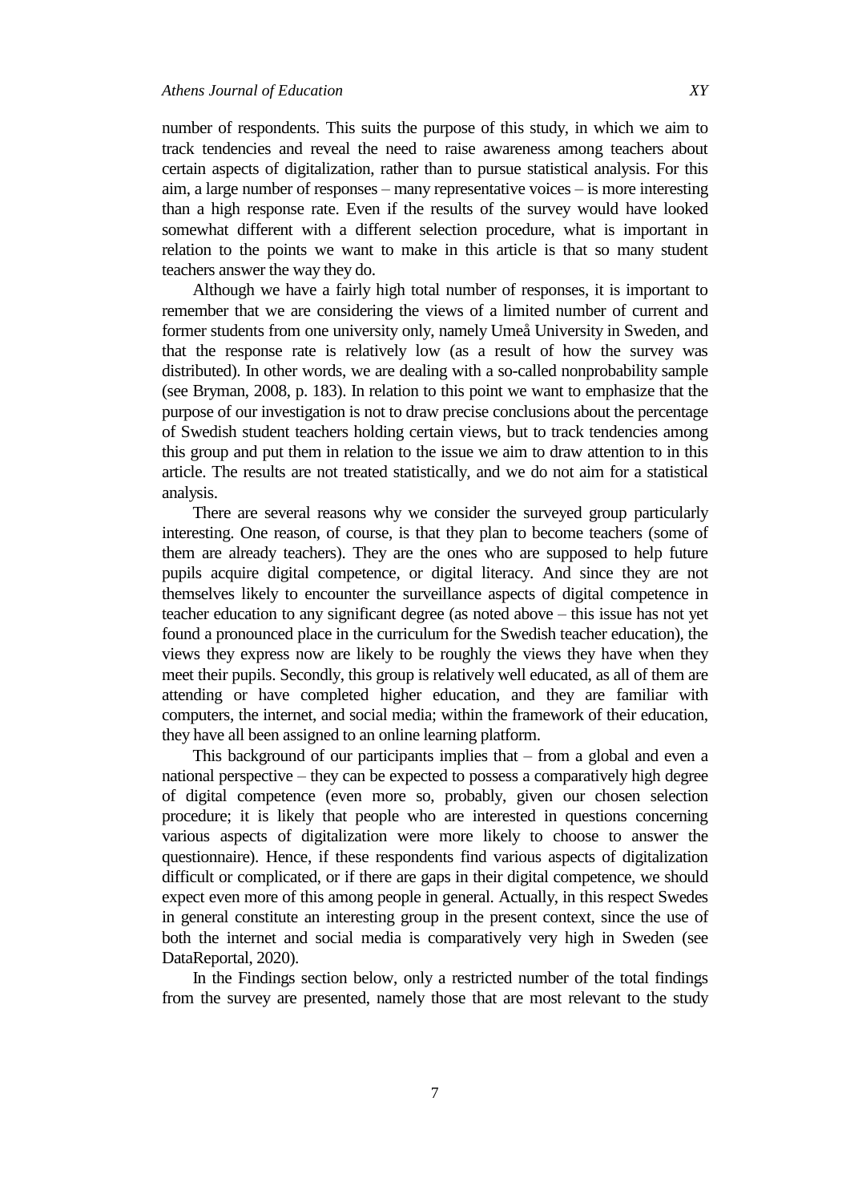number of respondents. This suits the purpose of this study, in which we aim to track tendencies and reveal the need to raise awareness among teachers about certain aspects of digitalization, rather than to pursue statistical analysis. For this aim, a large number of responses – many representative voices – is more interesting than a high response rate. Even if the results of the survey would have looked somewhat different with a different selection procedure, what is important in relation to the points we want to make in this article is that so many student teachers answer the way they do.

Although we have a fairly high total number of responses, it is important to remember that we are considering the views of a limited number of current and former students from one university only, namely Umeå University in Sweden, and that the response rate is relatively low (as a result of how the survey was distributed). In other words, we are dealing with a so-called nonprobability sample (see Bryman, 2008, p. 183). In relation to this point we want to emphasize that the purpose of our investigation is not to draw precise conclusions about the percentage of Swedish student teachers holding certain views, but to track tendencies among this group and put them in relation to the issue we aim to draw attention to in this article. The results are not treated statistically, and we do not aim for a statistical analysis.

There are several reasons why we consider the surveyed group particularly interesting. One reason, of course, is that they plan to become teachers (some of them are already teachers). They are the ones who are supposed to help future pupils acquire digital competence, or digital literacy. And since they are not themselves likely to encounter the surveillance aspects of digital competence in teacher education to any significant degree (as noted above – this issue has not yet found a pronounced place in the curriculum for the Swedish teacher education), the views they express now are likely to be roughly the views they have when they meet their pupils. Secondly, this group is relatively well educated, as all of them are attending or have completed higher education, and they are familiar with computers, the internet, and social media; within the framework of their education, they have all been assigned to an online learning platform.

This background of our participants implies that – from a global and even a national perspective – they can be expected to possess a comparatively high degree of digital competence (even more so, probably, given our chosen selection procedure; it is likely that people who are interested in questions concerning various aspects of digitalization were more likely to choose to answer the questionnaire). Hence, if these respondents find various aspects of digitalization difficult or complicated, or if there are gaps in their digital competence, we should expect even more of this among people in general. Actually, in this respect Swedes in general constitute an interesting group in the present context, since the use of both the internet and social media is comparatively very high in Sweden (see DataReportal, 2020).

In the Findings section below, only a restricted number of the total findings from the survey are presented, namely those that are most relevant to the study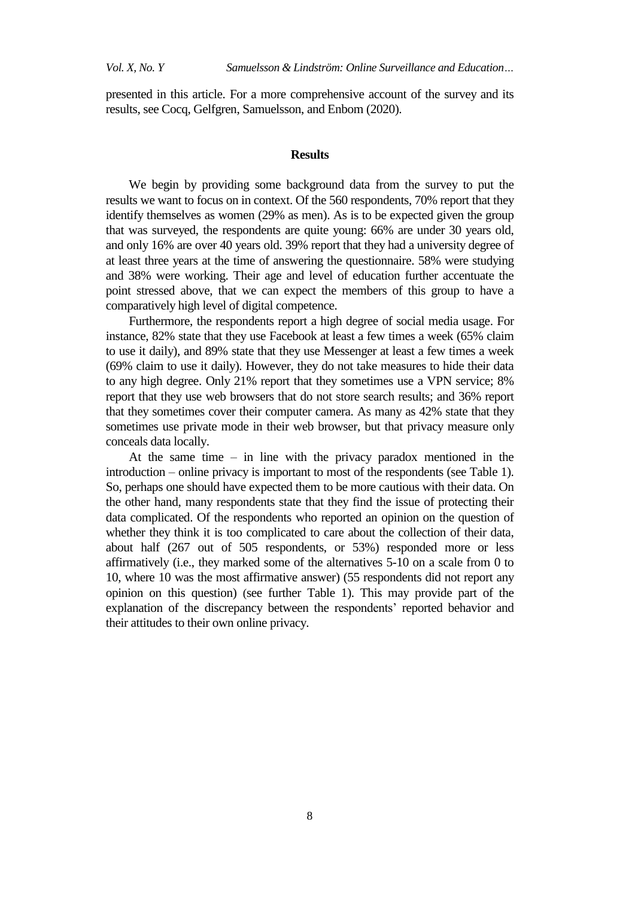presented in this article. For a more comprehensive account of the survey and its results, see Cocq, Gelfgren, Samuelsson, and Enbom (2020).

## Results

We begin by providing some background data from the survey to put the results we want to focus on in context. Of the 560 respondents, 70% report that they identify themselves as women (29% as men). As is to be expected given the group that was surveyed, the respondents are quite young: 66% are under 30 years old, and only 16% are over 40 years old. 39% report that they had a university degree of at least three years at the time of answering the questionnaire. 58% were studying and 38% were working. Their age and level of education further accentuate the point stressed above, that we can expect the members of this group to have a comparatively high level of digital competence.

Furthermore, the respondents report a high degree of social media usage. For instance, 82% state that they use Facebook at least a few times a week (65% claim to use it daily), and 89% state that they use Messenger at least a few times a week (69% claim to use it daily). However, they do not take measures to hide their data to any high degree. Only 21% report that they sometimes use a VPN service; 8% report that they use web browsers that do not store search results; and 36% report that they sometimes cover their computer camera. As many as 42% state that they sometimes use private mode in their web browser, but that privacy measure only conceals data locally.

At the same time – in line with the privacy paradox mentioned in the introduction – online privacy is important to most of the respondents (see Table 1). So, perhaps one should have expected them to be more cautious with their data. On the other hand, many respondents state that they find the issue of protecting their data complicated. Of the respondents who reported an opinion on the question of whether they think it is too complicated to care about the collection of their data, about half (267 out of 505 respondents, or 53%) responded more or less affirmatively (i.e., they marked some of the alternatives 5-10 on a scale from 0 to 10, where 10 was the most affirmative answer) (55 respondents did not report any opinion on this question) (see further Table 1). This may provide part of the explanation of the discrepancy between the respondents' reported behavior and their attitudes to their own online privacy.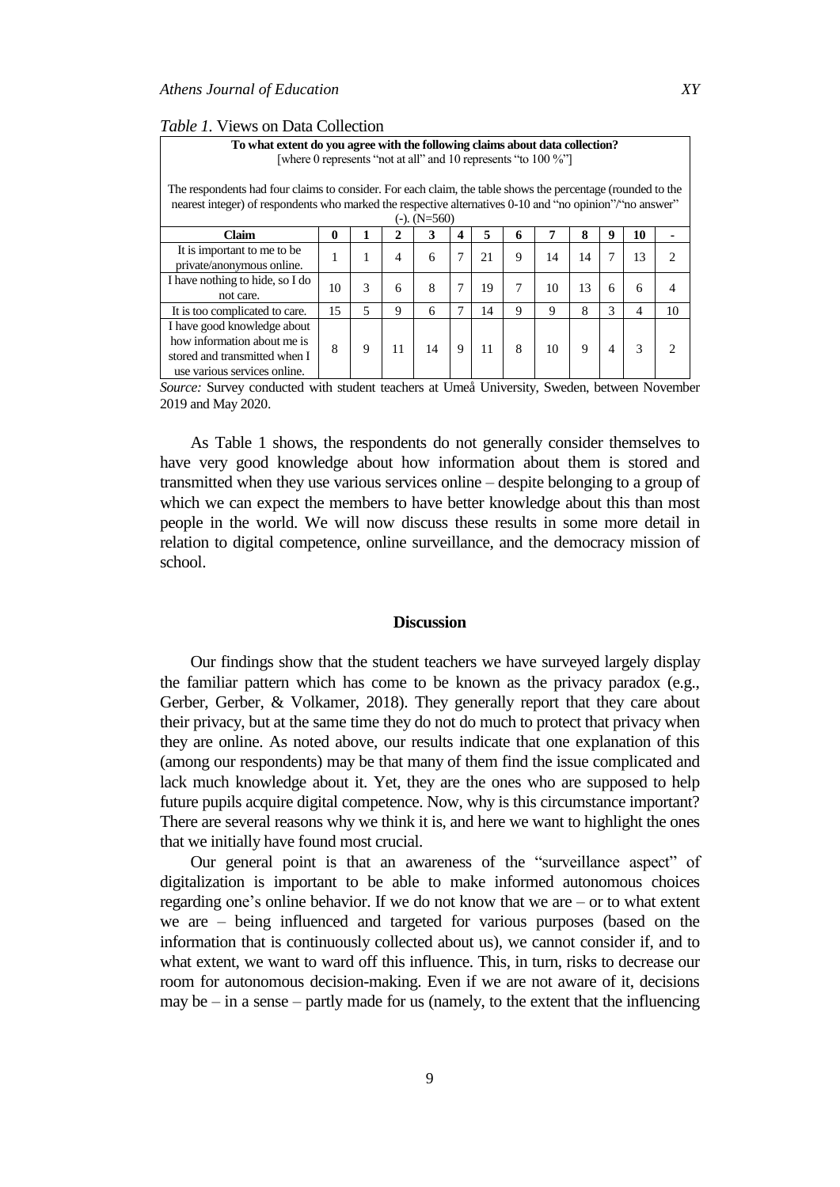*Table 1.* Views on Data Collection

**To what extent do you agree with the following claims about data collection?**
[where 0 represents “not at all” and 10 represents “to 100 %”]

The respondents had four claims to consider. For each claim, the table shows the percentage (rounded to the nearest integer) of respondents who marked the respective alternatives 0-10 and “no opinion”/“no answer” (-). (N=560)

| Claim | 0 | 1 | 2 | 3 | 4 | 5 | 6 | 7 | 8 | 9 | 10 | - |
|---|---|---|---|---|---|---|---|---|---|---|---|---|
| It is important to me to be private/anonymous online. | 1 | 1 | 4 | 6 | 7 | 21 | 9 | 14 | 14 | 7 | 13 | 2 |
| I have nothing to hide, so I do not care. | 10 | 3 | 6 | 8 | 7 | 19 | 7 | 10 | 13 | 6 | 6 | 4 |
| It is too complicated to care. | 15 | 5 | 9 | 6 | 7 | 14 | 9 | 9 | 8 | 3 | 4 | 10 |
| I have good knowledge about how information about me is stored and transmitted when I use various services online. | 8 | 9 | 11 | 14 | 9 | 11 | 8 | 10 | 9 | 4 | 3 | 2 |

*Source:* Survey conducted with student teachers at Umeå University, Sweden, between November 2019 and May 2020.

As Table 1 shows, the respondents do not generally consider themselves to have very good knowledge about how information about them is stored and transmitted when they use various services online – despite belonging to a group of which we can expect the members to have better knowledge about this than most people in the world. We will now discuss these results in some more detail in relation to digital competence, online surveillance, and the democracy mission of school.

## Discussion

Our findings show that the student teachers we have surveyed largely display the familiar pattern which has come to be known as the privacy paradox (e.g., Gerber, Gerber, & Volkamer, 2018). They generally report that they care about their privacy, but at the same time they do not do much to protect that privacy when they are online. As noted above, our results indicate that one explanation of this (among our respondents) may be that many of them find the issue complicated and lack much knowledge about it. Yet, they are the ones who are supposed to help future pupils acquire digital competence. Now, why is this circumstance important? There are several reasons why we think it is, and here we want to highlight the ones that we initially have found most crucial.

Our general point is that an awareness of the “surveillance aspect” of digitalization is important to be able to make informed autonomous choices regarding one’s online behavior. If we do not know that we are – or to what extent we are – being influenced and targeted for various purposes (based on the information that is continuously collected about us), we cannot consider if, and to what extent, we want to ward off this influence. This, in turn, risks to decrease our room for autonomous decision-making. Even if we are not aware of it, decisions may be – in a sense – partly made for us (namely, to the extent that the influencing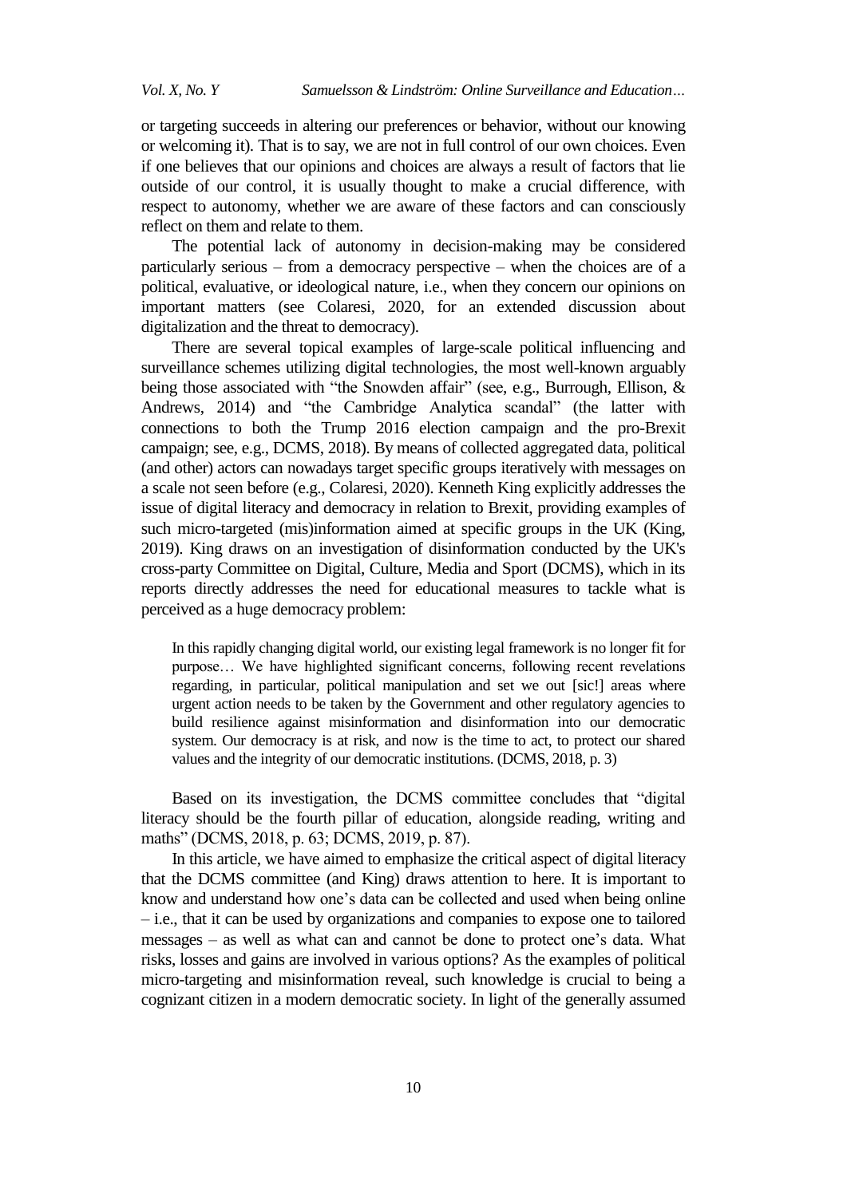or targeting succeeds in altering our preferences or behavior, without our knowing or welcoming it). That is to say, we are not in full control of our own choices. Even if one believes that our opinions and choices are always a result of factors that lie outside of our control, it is usually thought to make a crucial difference, with respect to autonomy, whether we are aware of these factors and can consciously reflect on them and relate to them.

The potential lack of autonomy in decision-making may be considered particularly serious – from a democracy perspective – when the choices are of a political, evaluative, or ideological nature, i.e., when they concern our opinions on important matters (see Colaresi, 2020, for an extended discussion about digitalization and the threat to democracy).

There are several topical examples of large-scale political influencing and surveillance schemes utilizing digital technologies, the most well-known arguably being those associated with "the Snowden affair" (see, e.g., Burrough, Ellison, & Andrews, 2014) and "the Cambridge Analytica scandal" (the latter with connections to both the Trump 2016 election campaign and the pro-Brexit campaign; see, e.g., DCMS, 2018). By means of collected aggregated data, political (and other) actors can nowadays target specific groups iteratively with messages on a scale not seen before (e.g., Colaresi, 2020). Kenneth King explicitly addresses the issue of digital literacy and democracy in relation to Brexit, providing examples of such micro-targeted (mis)information aimed at specific groups in the UK (King, 2019). King draws on an investigation of disinformation conducted by the UK's cross-party Committee on Digital, Culture, Media and Sport (DCMS), which in its reports directly addresses the need for educational measures to tackle what is perceived as a huge democracy problem:

> In this rapidly changing digital world, our existing legal framework is no longer fit for purpose… We have highlighted significant concerns, following recent revelations regarding, in particular, political manipulation and set we out [sic!] areas where urgent action needs to be taken by the Government and other regulatory agencies to build resilience against misinformation and disinformation into our democratic system. Our democracy is at risk, and now is the time to act, to protect our shared values and the integrity of our democratic institutions. (DCMS, 2018, p. 3)

Based on its investigation, the DCMS committee concludes that "digital literacy should be the fourth pillar of education, alongside reading, writing and maths" (DCMS, 2018, p. 63; DCMS, 2019, p. 87).

In this article, we have aimed to emphasize the critical aspect of digital literacy that the DCMS committee (and King) draws attention to here. It is important to know and understand how one's data can be collected and used when being online – i.e., that it can be used by organizations and companies to expose one to tailored messages – as well as what can and cannot be done to protect one's data. What risks, losses and gains are involved in various options? As the examples of political micro-targeting and misinformation reveal, such knowledge is crucial to being a cognizant citizen in a modern democratic society. In light of the generally assumed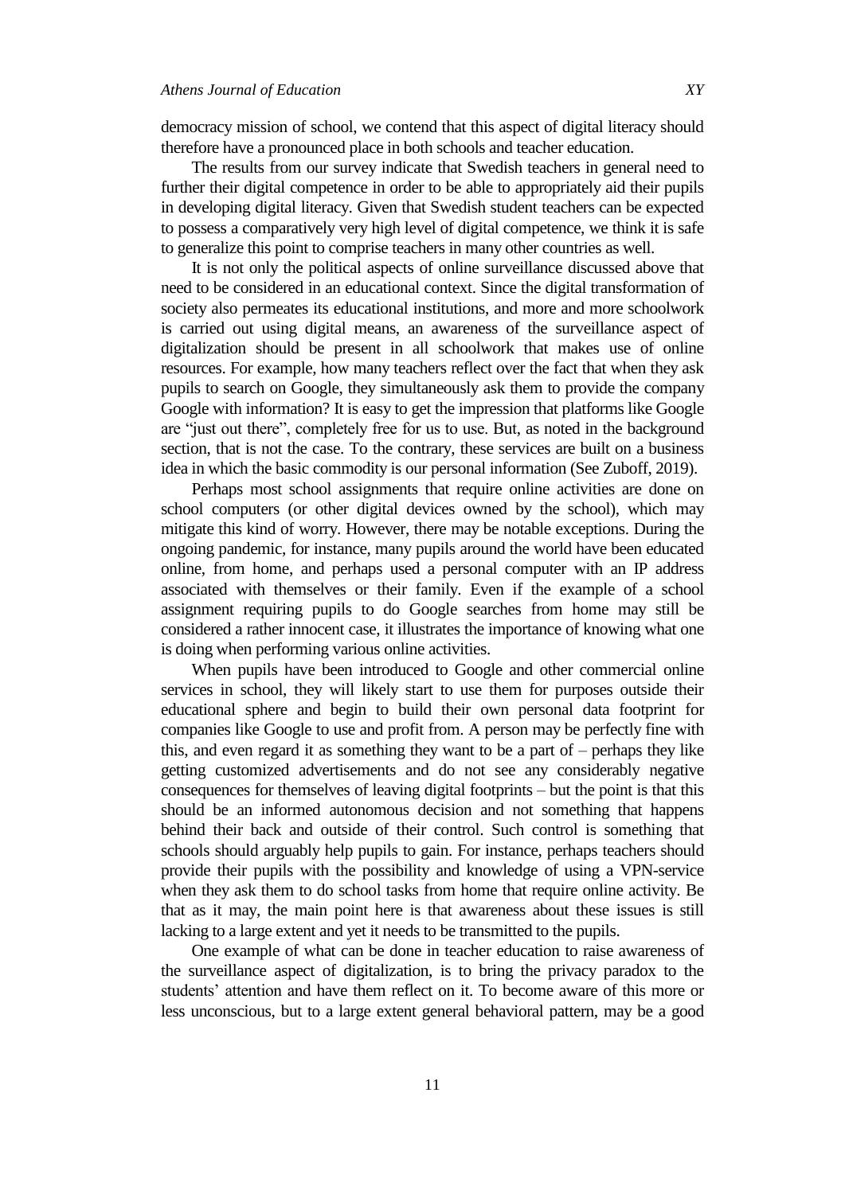democracy mission of school, we contend that this aspect of digital literacy should therefore have a pronounced place in both schools and teacher education.

The results from our survey indicate that Swedish teachers in general need to further their digital competence in order to be able to appropriately aid their pupils in developing digital literacy. Given that Swedish student teachers can be expected to possess a comparatively very high level of digital competence, we think it is safe to generalize this point to comprise teachers in many other countries as well.

It is not only the political aspects of online surveillance discussed above that need to be considered in an educational context. Since the digital transformation of society also permeates its educational institutions, and more and more schoolwork is carried out using digital means, an awareness of the surveillance aspect of digitalization should be present in all schoolwork that makes use of online resources. For example, how many teachers reflect over the fact that when they ask pupils to search on Google, they simultaneously ask them to provide the company Google with information? It is easy to get the impression that platforms like Google are "just out there", completely free for us to use. But, as noted in the background section, that is not the case. To the contrary, these services are built on a business idea in which the basic commodity is our personal information (See Zuboff, 2019).

Perhaps most school assignments that require online activities are done on school computers (or other digital devices owned by the school), which may mitigate this kind of worry. However, there may be notable exceptions. During the ongoing pandemic, for instance, many pupils around the world have been educated online, from home, and perhaps used a personal computer with an IP address associated with themselves or their family. Even if the example of a school assignment requiring pupils to do Google searches from home may still be considered a rather innocent case, it illustrates the importance of knowing what one is doing when performing various online activities.

When pupils have been introduced to Google and other commercial online services in school, they will likely start to use them for purposes outside their educational sphere and begin to build their own personal data footprint for companies like Google to use and profit from. A person may be perfectly fine with this, and even regard it as something they want to be a part of – perhaps they like getting customized advertisements and do not see any considerably negative consequences for themselves of leaving digital footprints – but the point is that this should be an informed autonomous decision and not something that happens behind their back and outside of their control. Such control is something that schools should arguably help pupils to gain. For instance, perhaps teachers should provide their pupils with the possibility and knowledge of using a VPN-service when they ask them to do school tasks from home that require online activity. Be that as it may, the main point here is that awareness about these issues is still lacking to a large extent and yet it needs to be transmitted to the pupils.

One example of what can be done in teacher education to raise awareness of the surveillance aspect of digitalization, is to bring the privacy paradox to the students' attention and have them reflect on it. To become aware of this more or less unconscious, but to a large extent general behavioral pattern, may be a good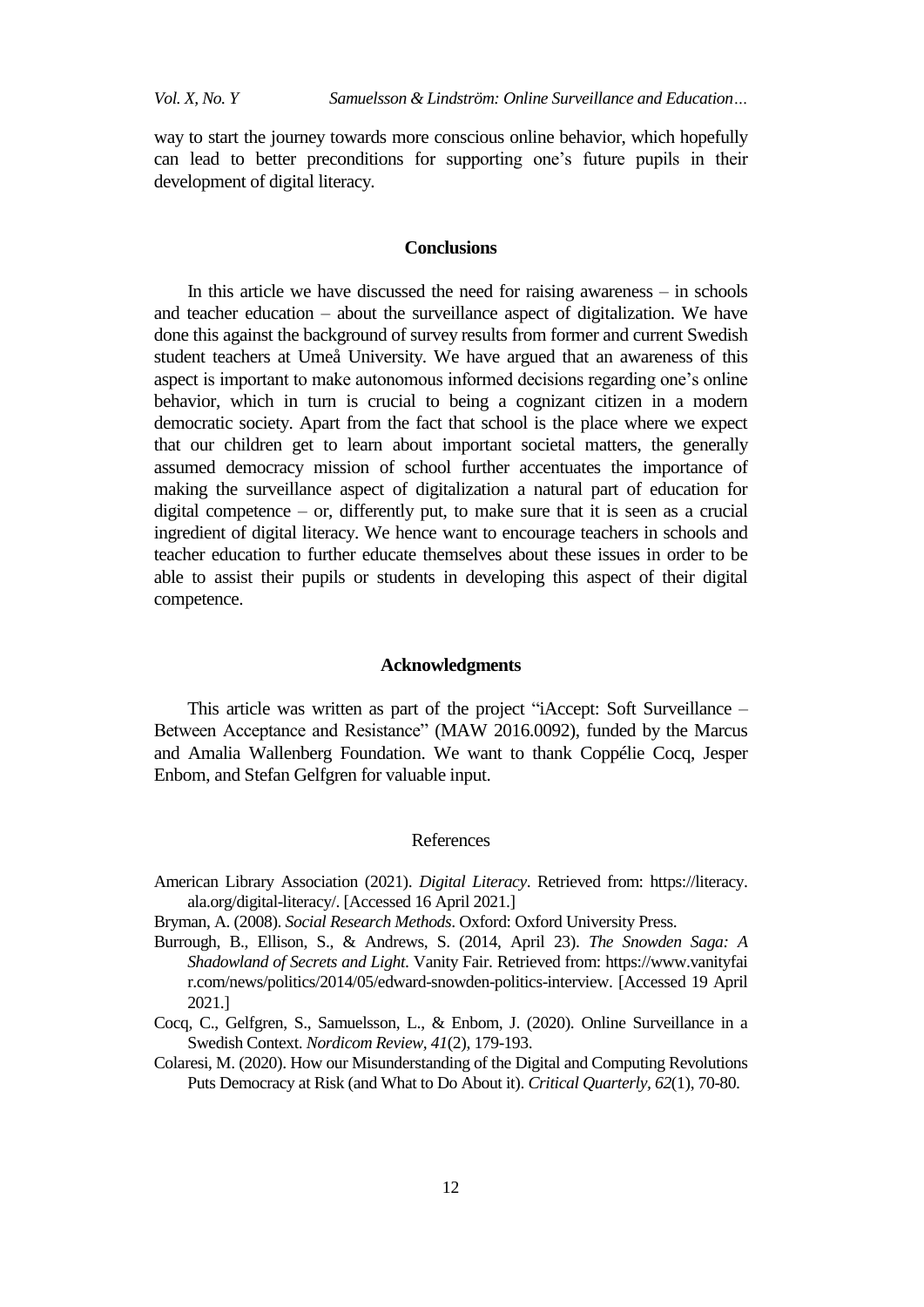way to start the journey towards more conscious online behavior, which hopefully can lead to better preconditions for supporting one's future pupils in their development of digital literacy.

## Conclusions

In this article we have discussed the need for raising awareness – in schools and teacher education – about the surveillance aspect of digitalization. We have done this against the background of survey results from former and current Swedish student teachers at Umeå University. We have argued that an awareness of this aspect is important to make autonomous informed decisions regarding one's online behavior, which in turn is crucial to being a cognizant citizen in a modern democratic society. Apart from the fact that school is the place where we expect that our children get to learn about important societal matters, the generally assumed democracy mission of school further accentuates the importance of making the surveillance aspect of digitalization a natural part of education for digital competence – or, differently put, to make sure that it is seen as a crucial ingredient of digital literacy. We hence want to encourage teachers in schools and teacher education to further educate themselves about these issues in order to be able to assist their pupils or students in developing this aspect of their digital competence.

## Acknowledgments

This article was written as part of the project "iAccept: Soft Surveillance – Between Acceptance and Resistance" (MAW 2016.0092), funded by the Marcus and Amalia Wallenberg Foundation. We want to thank Coppélie Cocq, Jesper Enbom, and Stefan Gelfgren for valuable input.

## References

American Library Association (2021). *Digital Literacy*. Retrieved from: https://literacy.ala.org/digital-literacy/. [Accessed 16 April 2021.]

Bryman, A. (2008). *Social Research Methods*. Oxford: Oxford University Press.

Burrough, B., Ellison, S., & Andrews, S. (2014, April 23). *The Snowden Saga: A Shadowland of Secrets and Light*. Vanity Fair. Retrieved from: https://www.vanityfair.com/news/politics/2014/05/edward-snowden-politics-interview. [Accessed 19 April 2021.]

Cocq, C., Gelfgren, S., Samuelsson, L., & Enbom, J. (2020). Online Surveillance in a Swedish Context. *Nordicom Review*, *41*(2), 179-193.

Colaresi, M. (2020). How our Misunderstanding of the Digital and Computing Revolutions Puts Democracy at Risk (and What to Do About it). *Critical Quarterly*, *62*(1), 70-80.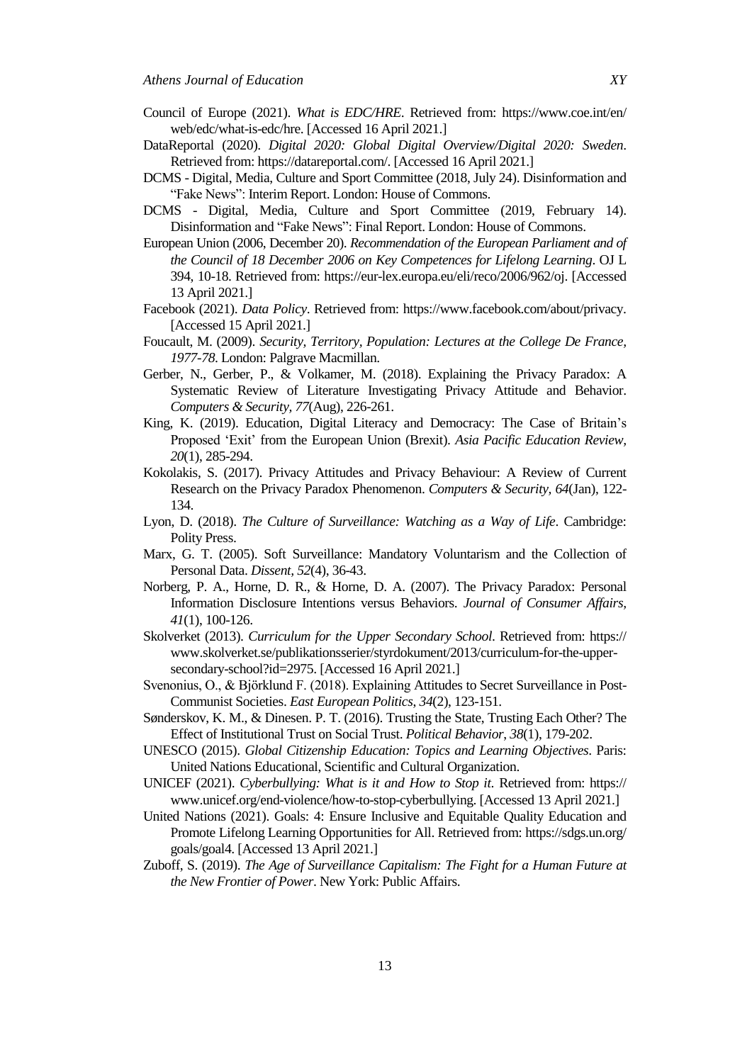Council of Europe (2021). *What is EDC/HRE*. Retrieved from: https://www.coe.int/en/web/edc/what-is-edc/hre. [Accessed 16 April 2021.]

DataReportal (2020). *Digital 2020: Global Digital Overview/Digital 2020: Sweden*. Retrieved from: https://datareportal.com/. [Accessed 16 April 2021.]

DCMS - Digital, Media, Culture and Sport Committee (2018, July 24). Disinformation and "Fake News": Interim Report. London: House of Commons.

DCMS - Digital, Media, Culture and Sport Committee (2019, February 14). Disinformation and "Fake News": Final Report. London: House of Commons.

European Union (2006, December 20). *Recommendation of the European Parliament and of the Council of 18 December 2006 on Key Competences for Lifelong Learning*. OJ L 394, 10-18. Retrieved from: https://eur-lex.europa.eu/eli/reco/2006/962/oj. [Accessed 13 April 2021.]

Facebook (2021). *Data Policy*. Retrieved from: https://www.facebook.com/about/privacy. [Accessed 15 April 2021.]

Foucault, M. (2009). *Security, Territory, Population: Lectures at the College De France, 1977-78*. London: Palgrave Macmillan.

Gerber, N., Gerber, P., & Volkamer, M. (2018). Explaining the Privacy Paradox: A Systematic Review of Literature Investigating Privacy Attitude and Behavior. *Computers & Security, 77*(Aug), 226-261.

King, K. (2019). Education, Digital Literacy and Democracy: The Case of Britain's Proposed 'Exit' from the European Union (Brexit). *Asia Pacific Education Review, 20*(1), 285-294.

Kokolakis, S. (2017). Privacy Attitudes and Privacy Behaviour: A Review of Current Research on the Privacy Paradox Phenomenon. *Computers & Security, 64*(Jan), 122-134.

Lyon, D. (2018). *The Culture of Surveillance: Watching as a Way of Life*. Cambridge: Polity Press.

Marx, G. T. (2005). Soft Surveillance: Mandatory Voluntarism and the Collection of Personal Data. *Dissent, 52*(4), 36-43.

Norberg, P. A., Horne, D. R., & Horne, D. A. (2007). The Privacy Paradox: Personal Information Disclosure Intentions versus Behaviors. *Journal of Consumer Affairs, 41*(1), 100-126.

Skolverket (2013). *Curriculum for the Upper Secondary School*. Retrieved from: https://www.skolverket.se/publikationsserier/styrdokument/2013/curriculum-for-the-upper-secondary-school?id=2975. [Accessed 16 April 2021.]

Svenonius, O., & Björklund F. (2018). Explaining Attitudes to Secret Surveillance in Post-Communist Societies. *East European Politics, 34*(2), 123-151.

Sønderskov, K. M., & Dinesen. P. T. (2016). Trusting the State, Trusting Each Other? The Effect of Institutional Trust on Social Trust. *Political Behavior, 38*(1), 179-202.

UNESCO (2015). *Global Citizenship Education: Topics and Learning Objectives*. Paris: United Nations Educational, Scientific and Cultural Organization.

UNICEF (2021). *Cyberbullying: What is it and How to Stop it*. Retrieved from: https://www.unicef.org/end-violence/how-to-stop-cyberbullying. [Accessed 13 April 2021.]

United Nations (2021). Goals: 4: Ensure Inclusive and Equitable Quality Education and Promote Lifelong Learning Opportunities for All. Retrieved from: https://sdgs.un.org/goals/goal4. [Accessed 13 April 2021.]

Zuboff, S. (2019). *The Age of Surveillance Capitalism: The Fight for a Human Future at the New Frontier of Power*. New York: Public Affairs.